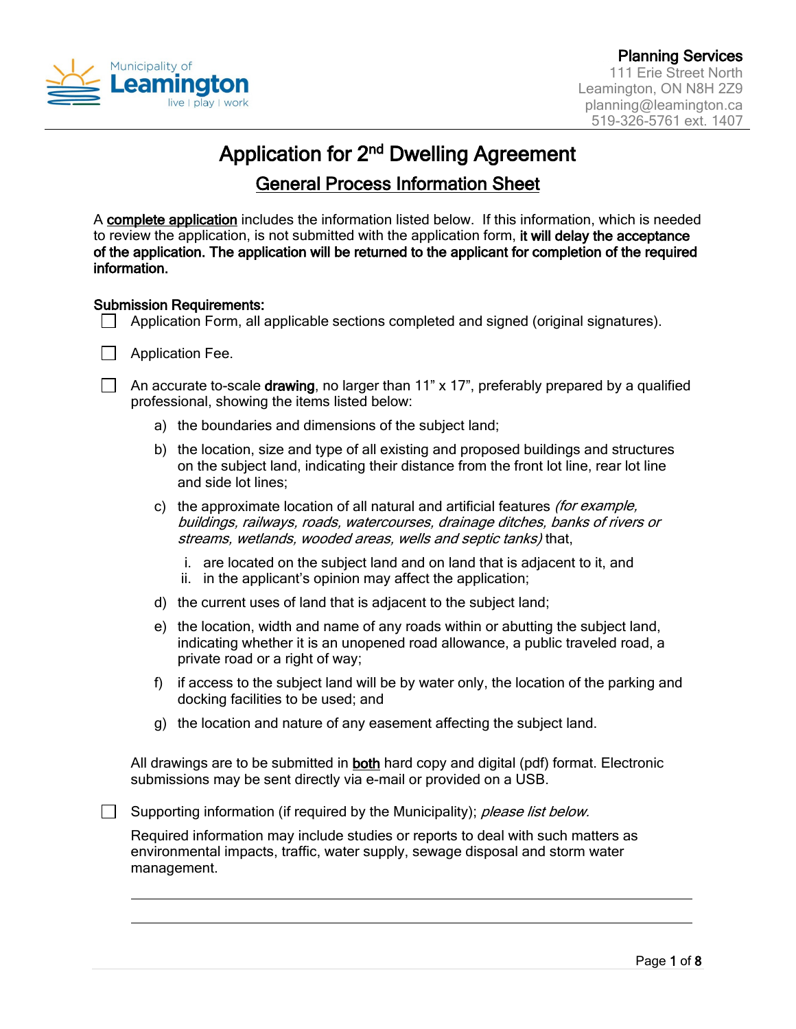Municipality of **Leamington** live | play | work

**Planning Services**
111 Erie Street North
Leamington, ON N8H 2Z9
planning@leamington.ca
519-326-5761 ext. 1407

# Application for 2nd Dwelling Agreement

## General Process Information Sheet

A **complete application** includes the information listed below. If this information, which is needed to review the application, is not submitted with the application form, **it will delay the acceptance of the application. The application will be returned to the applicant for completion of the required information.**

**Submission Requirements:**

- ☐ Application Form, all applicable sections completed and signed (original signatures).
- ☐ Application Fee.
- ☐ An accurate to-scale **drawing**, no larger than 11" x 17", preferably prepared by a qualified professional, showing the items listed below:
  - a) the boundaries and dimensions of the subject land;
  - b) the location, size and type of all existing and proposed buildings and structures on the subject land, indicating their distance from the front lot line, rear lot line and side lot lines;
  - c) the approximate location of all natural and artificial features *(for example, buildings, railways, roads, watercourses, drainage ditches, banks of rivers or streams, wetlands, wooded areas, wells and septic tanks)* that,
    - i. are located on the subject land and on land that is adjacent to it, and
    - ii. in the applicant's opinion may affect the application;
  - d) the current uses of land that is adjacent to the subject land;
  - e) the location, width and name of any roads within or abutting the subject land, indicating whether it is an unopened road allowance, a public traveled road, a private road or a right of way;
  - f) if access to the subject land will be by water only, the location of the parking and docking facilities to be used; and
  - g) the location and nature of any easement affecting the subject land.

  All drawings are to be submitted in **both** hard copy and digital (pdf) format. Electronic submissions may be sent directly via e-mail or provided on a USB.

- ☐ Supporting information (if required by the Municipality); *please list below.*

  Required information may include studies or reports to deal with such matters as environmental impacts, traffic, water supply, sewage disposal and storm water management.

  ______________________________________________

  ______________________________________________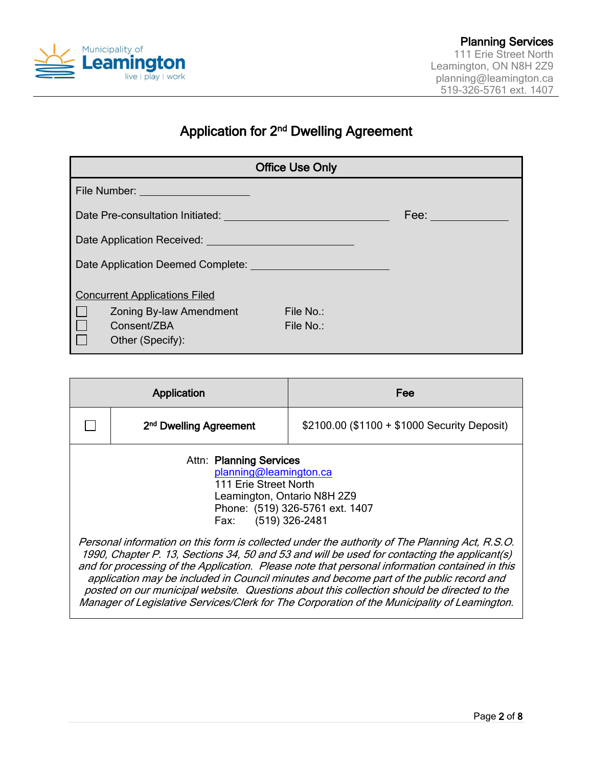Municipality of Leamington
live | play | work

**Planning Services**
111 Erie Street North
Leamington, ON N8H 2Z9
planning@leamington.ca
519-326-5761 ext. 1407

# Application for 2nd Dwelling Agreement

| Office Use Only | | |
| --- | --- | --- |
| File Number: ___________________ | | |
| Date Pre-consultation Initiated: ___________________ | | Fee: ___________ |
| Date Application Received: ___________________ | | |
| Date Application Deemed Complete: ___________________ | | |
| <u>Concurrent Applications Filed</u> | | |
| ☐ Zoning By-law Amendment | File No.: | |
| ☐ Consent/ZBA | File No.: | |
| ☐ Other (Specify): | | |

| Application | | Fee |
| --- | --- | --- |
| ☐ | **2nd Dwelling Agreement** | $2100.00 ($1100 + $1000 Security Deposit) |

Attn: **Planning Services**
planning@leamington.ca
111 Erie Street North
Leamington, Ontario N8H 2Z9
Phone: (519) 326-5761 ext. 1407
Fax: (519) 326-2481

*Personal information on this form is collected under the authority of The Planning Act, R.S.O. 1990, Chapter P. 13, Sections 34, 50 and 53 and will be used for contacting the applicant(s) and for processing of the Application. Please note that personal information contained in this application may be included in Council minutes and become part of the public record and posted on our municipal website. Questions about this collection should be directed to the Manager of Legislative Services/Clerk for The Corporation of the Municipality of Leamington.*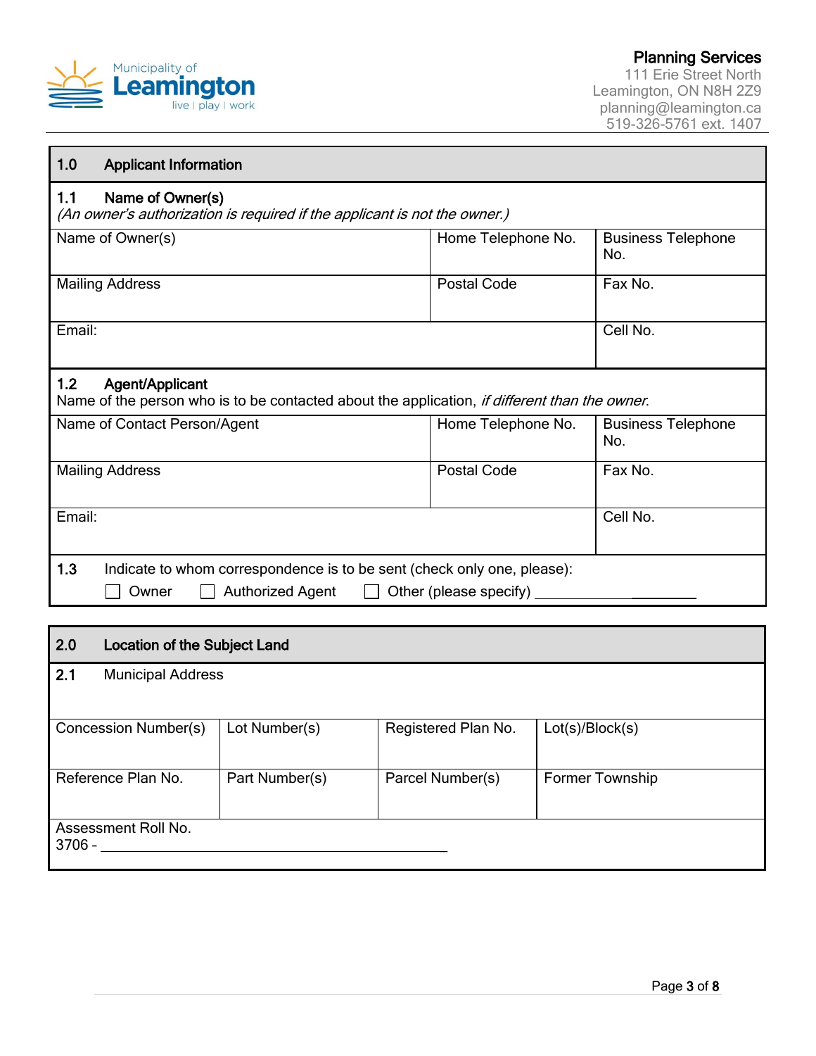Municipality of **Leamington** live | play | work

**Planning Services**
111 Erie Street North
Leamington, ON N8H 2Z9
planning@leamington.ca
519-326-5761 ext. 1407

## 1.0 Applicant Information

### 1.1 Name of Owner(s)

*(An owner's authorization is required if the applicant is not the owner.)*

| Name of Owner(s) | Home Telephone No. | Business Telephone No. |
|---|---|---|
| Mailing Address | Postal Code | Fax No. |
| Email: | | Cell No. |

### 1.2 Agent/Applicant

Name of the person who is to be contacted about the application, *if different than the owner.*

| Name of Contact Person/Agent | Home Telephone No. | Business Telephone No. |
|---|---|---|
| Mailing Address | Postal Code | Fax No. |
| Email: | | Cell No. |

### 1.3 Indicate to whom correspondence is to be sent (check only one, please):

☐ Owner ☐ Authorized Agent ☐ Other (please specify) ____________________

## 2.0 Location of the Subject Land

### 2.1 Municipal Address

| Concession Number(s) | Lot Number(s) | Registered Plan No. | Lot(s)/Block(s) |
|---|---|---|---|
| Reference Plan No. | Part Number(s) | Parcel Number(s) | Former Township |

Assessment Roll No.
3706 - ____________________________________________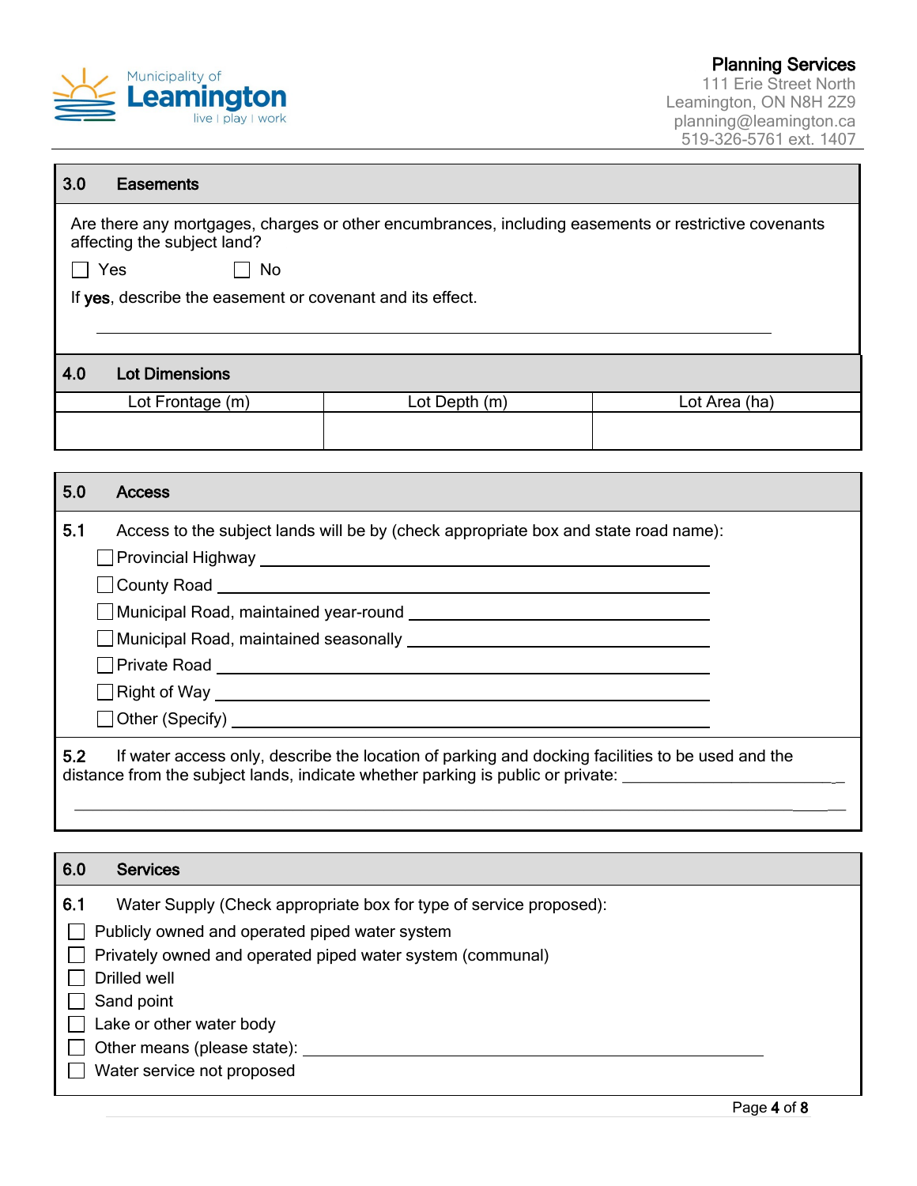## 3.0 Easements

Are there any mortgages, charges or other encumbrances, including easements or restrictive covenants affecting the subject land?

☐ Yes ☐ No

If **yes**, describe the easement or covenant and its effect.

______________________________________________________________________________

## 4.0 Lot Dimensions

| Lot Frontage (m) | Lot Depth (m) | Lot Area (ha) |
|---|---|---|
| | | |

## 5.0 Access

**5.1** Access to the subject lands will be by (check appropriate box and state road name):

- ☐ Provincial Highway ____________________________________________
- ☐ County Road ____________________________________________
- ☐ Municipal Road, maintained year-round ____________________________
- ☐ Municipal Road, maintained seasonally ____________________________
- ☐ Private Road ____________________________________________
- ☐ Right of Way ____________________________________________
- ☐ Other (Specify) ____________________________________________

**5.2** If water access only, describe the location of parking and docking facilities to be used and the distance from the subject lands, indicate whether parking is public or private: ______________________________

______________________________________________________________________________

## 6.0 Services

**6.1** Water Supply (Check appropriate box for type of service proposed):

- ☐ Publicly owned and operated piped water system
- ☐ Privately owned and operated piped water system (communal)
- ☐ Drilled well
- ☐ Sand point
- ☐ Lake or other water body
- ☐ Other means (please state): ____________________________________________
- ☐ Water service not proposed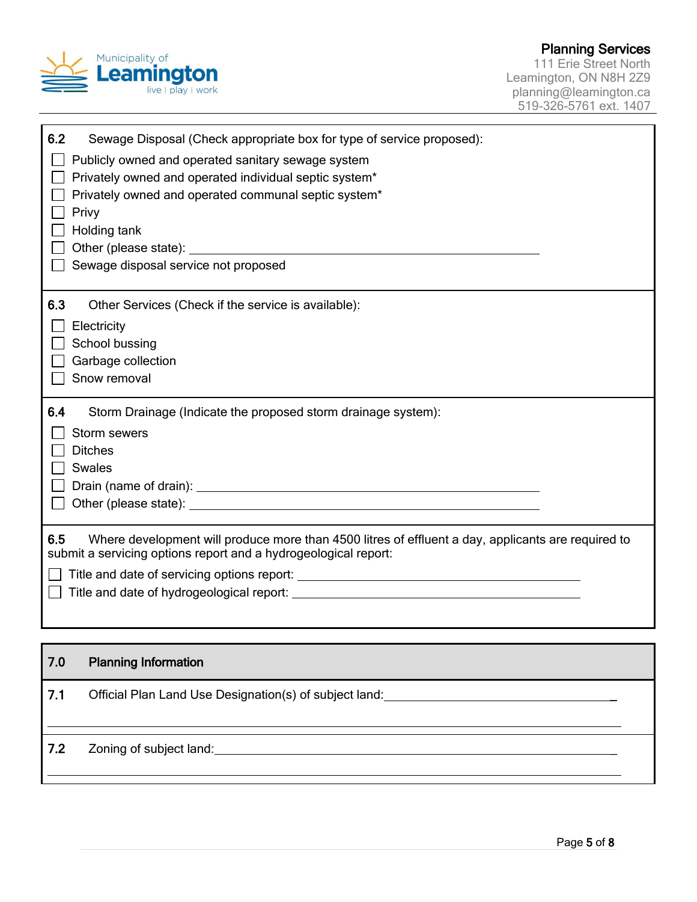**6.2** Sewage Disposal (Check appropriate box for type of service proposed):

- ☐ Publicly owned and operated sanitary sewage system
- ☐ Privately owned and operated individual septic system*
- ☐ Privately owned and operated communal septic system*
- ☐ Privy
- ☐ Holding tank
- ☐ Other (please state): ____________________________________________
- ☐ Sewage disposal service not proposed

**6.3** Other Services (Check if the service is available):

- ☐ Electricity
- ☐ School bussing
- ☐ Garbage collection
- ☐ Snow removal

**6.4** Storm Drainage (Indicate the proposed storm drainage system):

- ☐ Storm sewers
- ☐ Ditches
- ☐ Swales
- ☐ Drain (name of drain): ____________________________________________
- ☐ Other (please state): ____________________________________________

**6.5** Where development will produce more than 4500 litres of effluent a day, applicants are required to submit a servicing options report and a hydrogeological report:

- ☐ Title and date of servicing options report: ____________________________________
- ☐ Title and date of hydrogeological report: ____________________________________

## 7.0 Planning Information

**7.1** Official Plan Land Use Designation(s) of subject land: ____________________________________

____________________________________________________________________________

**7.2** Zoning of subject land: ____________________________________________________

____________________________________________________________________________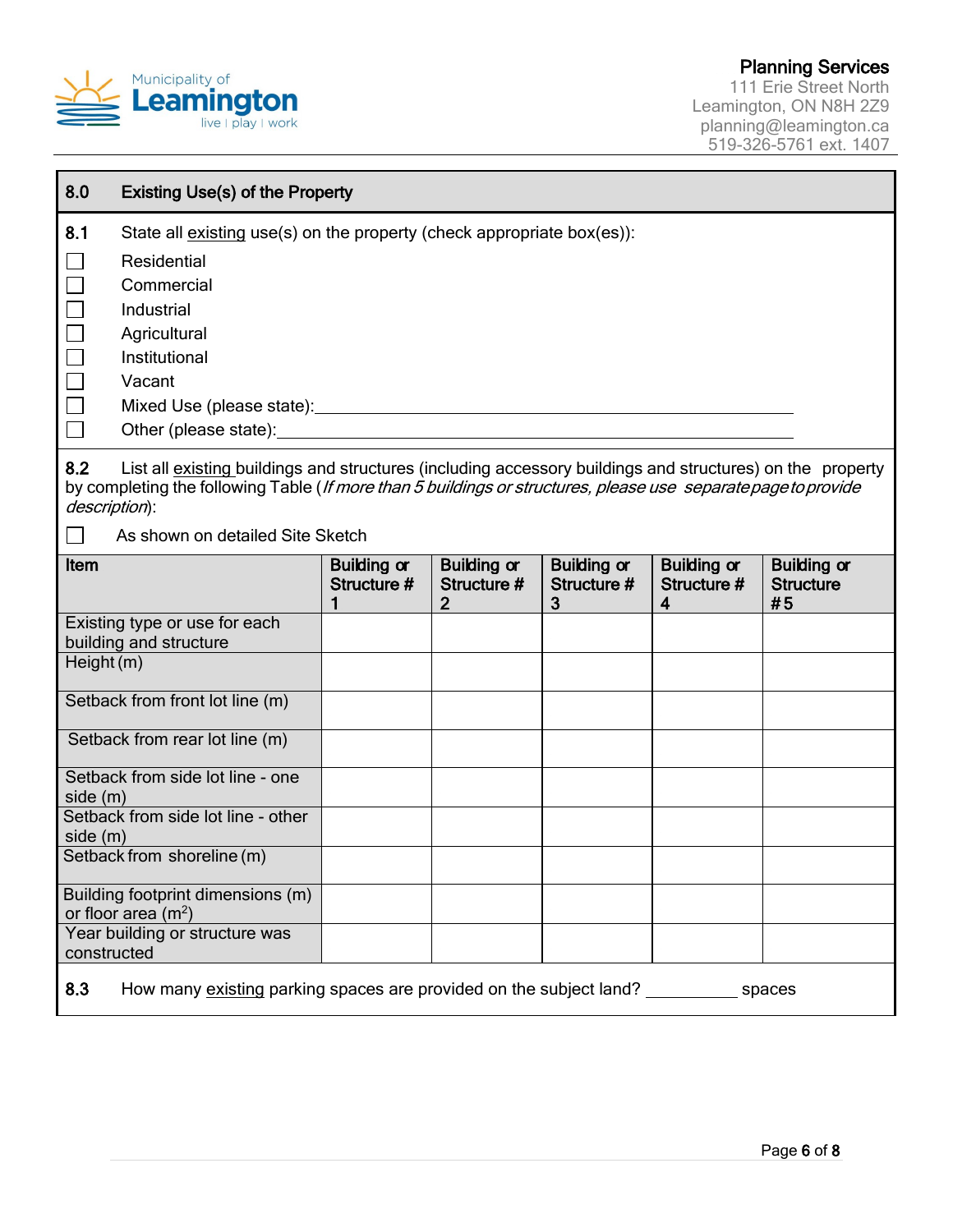Planning Services
111 Erie Street North
Leamington, ON N8H 2Z9
planning@leamington.ca
519-326-5761 ext. 1407

## 8.0 Existing Use(s) of the Property

**8.1** State all existing use(s) on the property (check appropriate box(es)):

- ☐ Residential
- ☐ Commercial
- ☐ Industrial
- ☐ Agricultural
- ☐ Institutional
- ☐ Vacant
- ☐ Mixed Use (please state):_______________________________________________
- ☐ Other (please state):___________________________________________________

**8.2** List all existing buildings and structures (including accessory buildings and structures) on the property by completing the following Table (*If more than 5 buildings or structures, please use separate page to provide description*):

☐ As shown on detailed Site Sketch

| Item | Building or Structure # 1 | Building or Structure # 2 | Building or Structure # 3 | Building or Structure # 4 | Building or Structure # 5 |
|---|---|---|---|---|---|
| Existing type or use for each building and structure | | | | | |
| Height (m) | | | | | |
| Setback from front lot line (m) | | | | | |
| Setback from rear lot line (m) | | | | | |
| Setback from side lot line - one side (m) | | | | | |
| Setback from side lot line - other side (m) | | | | | |
| Setback from shoreline (m) | | | | | |
| Building footprint dimensions (m) or floor area ($m^2$) | | | | | |
| Year building or structure was constructed | | | | | |

**8.3** How many existing parking spaces are provided on the subject land? __________ spaces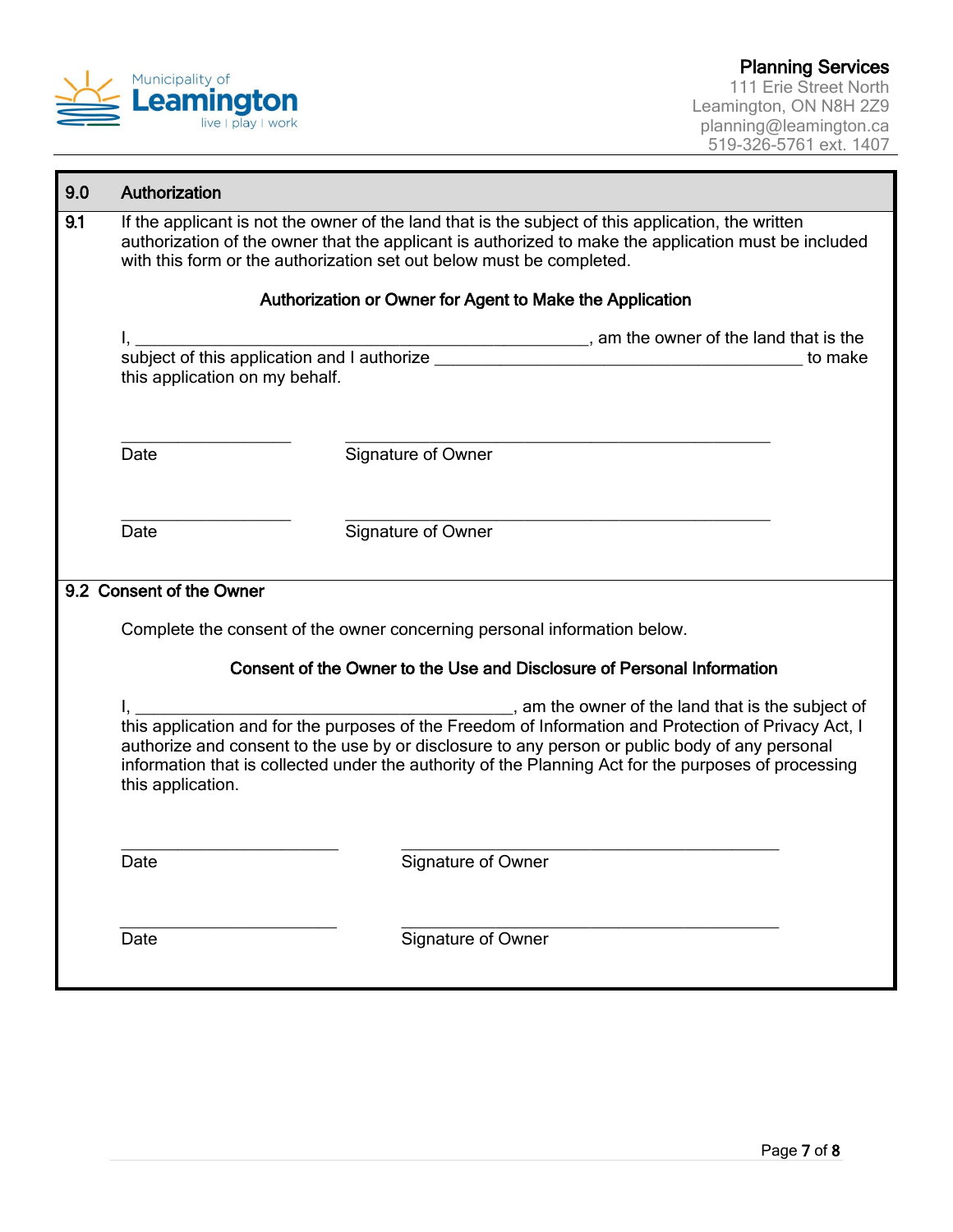## 9.0 Authorization

**9.1** If the applicant is not the owner of the land that is the subject of this application, the written authorization of the owner that the applicant is authorized to make the application must be included with this form or the authorization set out below must be completed.

**Authorization or Owner for Agent to Make the Application**

I, ______________________________________________, am the owner of the land that is the subject of this application and I authorize ______________________________________ to make this application on my behalf.

| ____________________ | ______________________________________________ |
|---|---|
| Date | Signature of Owner |

| ____________________ | ______________________________________________ |
|---|---|
| Date | Signature of Owner |

## 9.2 Consent of the Owner

Complete the consent of the owner concerning personal information below.

**Consent of the Owner to the Use and Disclosure of Personal Information**

I, ________________________________________, am the owner of the land that is the subject of this application and for the purposes of the Freedom of Information and Protection of Privacy Act, I authorize and consent to the use by or disclosure to any person or public body of any personal information that is collected under the authority of the Planning Act for the purposes of processing this application.

| ________________________ | ________________________________________ |
|---|---|
| Date | Signature of Owner |

| ________________________ | ________________________________________ |
|---|---|
| Date | Signature of Owner |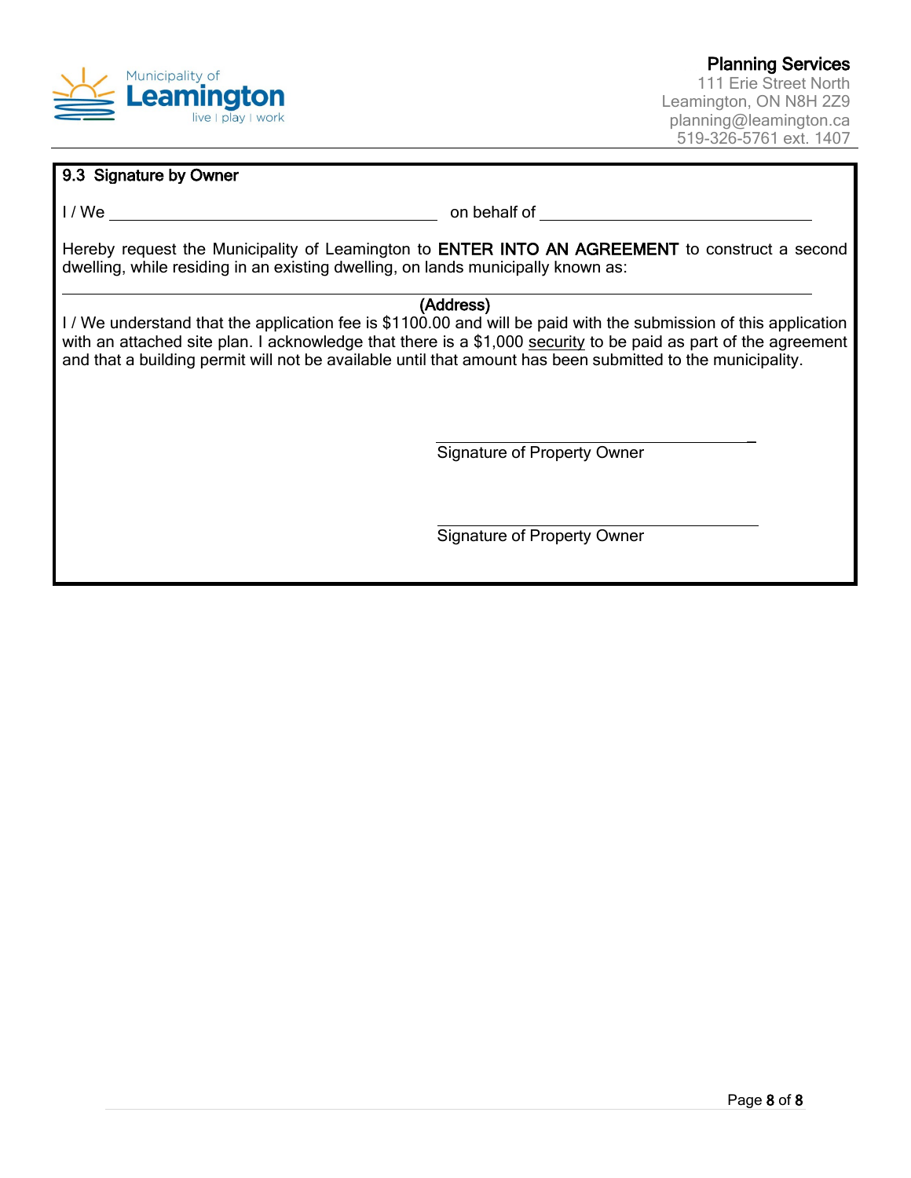Planning Services
111 Erie Street North
Leamington, ON N8H 2Z9
planning@leamington.ca
519-326-5761 ext. 1407

### 9.3 Signature by Owner

I / We ______________________________ on behalf of ______________________________

Hereby request the Municipality of Leamington to **ENTER INTO AN AGREEMENT** to construct a second dwelling, while residing in an existing dwelling, on lands municipally known as:

____________________________________________________________

**(Address)**

I / We understand that the application fee is $1100.00 and will be paid with the submission of this application with an attached site plan. I acknowledge that there is a $1,000 security to be paid as part of the agreement and that a building permit will not be available until that amount has been submitted to the municipality.

______________________________
Signature of Property Owner

______________________________
Signature of Property Owner